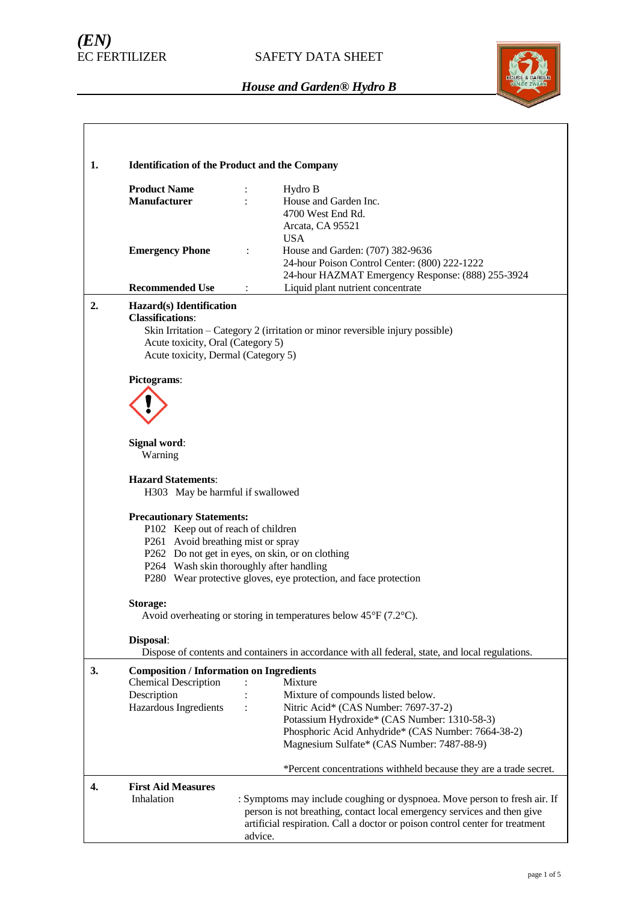*(EN)*
EC FERTILIZER

SAFETY DATA SHEET

***House and Garden® Hydro B***

## 1. Identification of the Product and the Company

| | | |
|---|---|---|
| **Product Name** | : | Hydro B |
| **Manufacturer** | : | House and Garden Inc.<br>4700 West End Rd.<br>Arcata, CA 95521<br>USA |
| **Emergency Phone** | : | House and Garden: (707) 382-9636<br>24-hour Poison Control Center: (800) 222-1222<br>24-hour HAZMAT Emergency Response: (888) 255-3924 |
| **Recommended Use** | : | Liquid plant nutrient concentrate |

## 2. Hazard(s) Identification

**Classifications**:

Skin Irritation – Category 2 (irritation or minor reversible injury possible)
Acute toxicity, Oral (Category 5)
Acute toxicity, Dermal (Category 5)

**Pictograms**:

**Signal word**:
Warning

**Hazard Statements**:
H303 May be harmful if swallowed

**Precautionary Statements:**
P102 Keep out of reach of children
P261 Avoid breathing mist or spray
P262 Do not get in eyes, on skin, or on clothing
P264 Wash skin thoroughly after handling
P280 Wear protective gloves, eye protection, and face protection

**Storage:**
Avoid overheating or storing in temperatures below 45°F (7.2°C).

**Disposal**:
Dispose of contents and containers in accordance with all federal, state, and local regulations.

## 3. Composition / Information on Ingredients

| | | |
|---|---|---|
| Chemical Description | : | Mixture |
| Description | : | Mixture of compounds listed below. |
| Hazardous Ingredients | : | Nitric Acid* (CAS Number: 7697-37-2)<br>Potassium Hydroxide* (CAS Number: 1310-58-3)<br>Phosphoric Acid Anhydride* (CAS Number: 7664-38-2)<br>Magnesium Sulfate* (CAS Number: 7487-88-9) |

*Percent concentrations withheld because they are a trade secret.

## 4. First Aid Measures

Inhalation : Symptoms may include coughing or dyspnoea. Move person to fresh air. If person is not breathing, contact local emergency services and then give artificial respiration. Call a doctor or poison control center for treatment advice.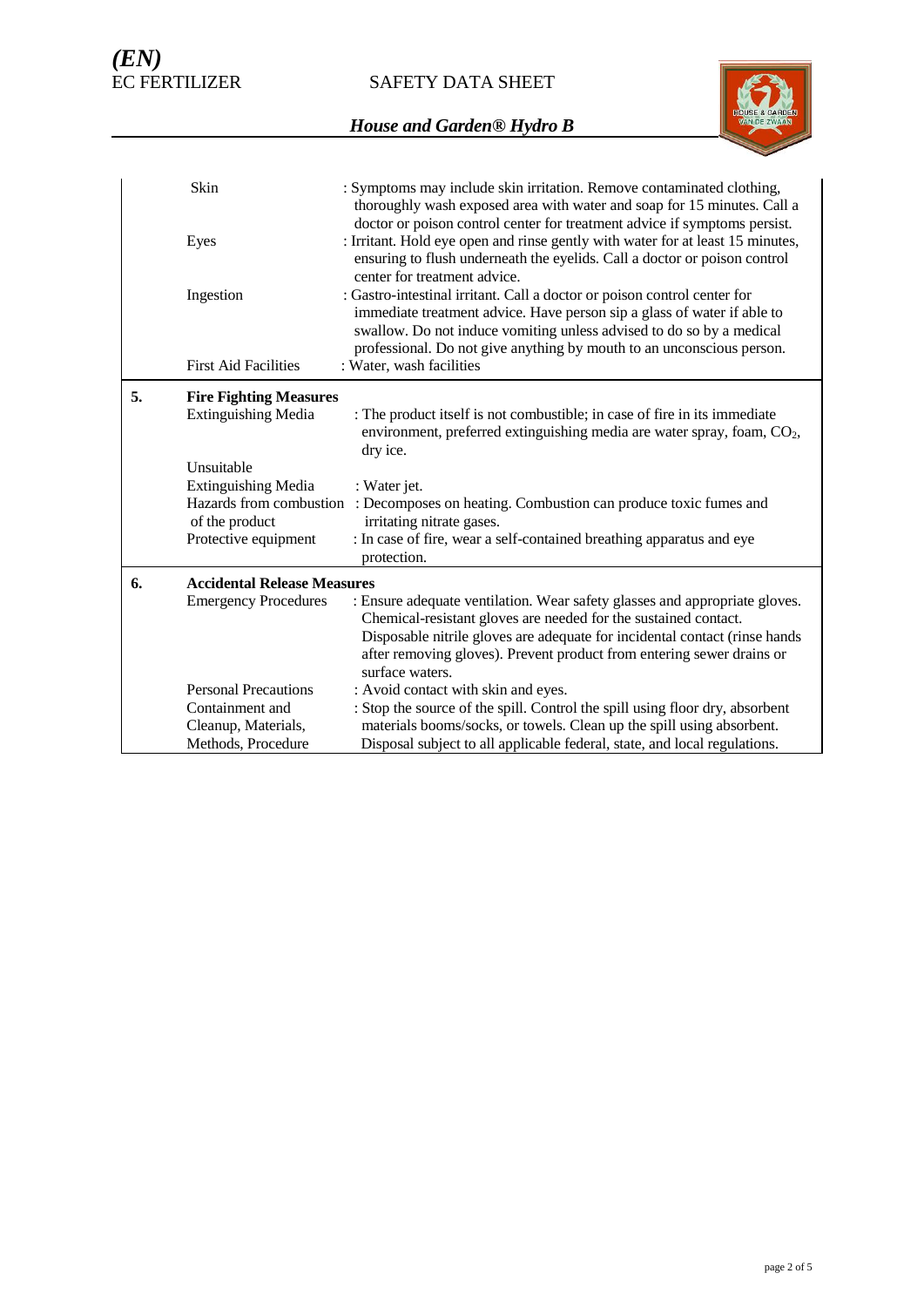| | | |
|---|---|---|
| | Skin | : Symptoms may include skin irritation. Remove contaminated clothing, thoroughly wash exposed area with water and soap for 15 minutes. Call a doctor or poison control center for treatment advice if symptoms persist. |
| | Eyes | : Irritant. Hold eye open and rinse gently with water for at least 15 minutes, ensuring to flush underneath the eyelids. Call a doctor or poison control center for treatment advice. |
| | Ingestion | : Gastro-intestinal irritant. Call a doctor or poison control center for immediate treatment advice. Have person sip a glass of water if able to swallow. Do not induce vomiting unless advised to do so by a medical professional. Do not give anything by mouth to an unconscious person. |
| | First Aid Facilities | : Water, wash facilities |
| **5.** | **Fire Fighting Measures** | |
| | Extinguishing Media | : The product itself is not combustible; in case of fire in its immediate environment, preferred extinguishing media are water spray, foam, $CO_2$, dry ice. |
| | Unsuitable Extinguishing Media | : Water jet. |
| | Hazards from combustion of the product | : Decomposes on heating. Combustion can produce toxic fumes and irritating nitrate gases. |
| | Protective equipment | : In case of fire, wear a self-contained breathing apparatus and eye protection. |
| **6.** | **Accidental Release Measures** | |
| | Emergency Procedures | : Ensure adequate ventilation. Wear safety glasses and appropriate gloves. Chemical-resistant gloves are needed for the sustained contact. Disposable nitrile gloves are adequate for incidental contact (rinse hands after removing gloves). Prevent product from entering sewer drains or surface waters. |
| | Personal Precautions | : Avoid contact with skin and eyes. |
| | Containment and Cleanup, Materials, Methods, Procedure | : Stop the source of the spill. Control the spill using floor dry, absorbent materials booms/socks, or towels. Clean up the spill using absorbent. Disposal subject to all applicable federal, state, and local regulations. |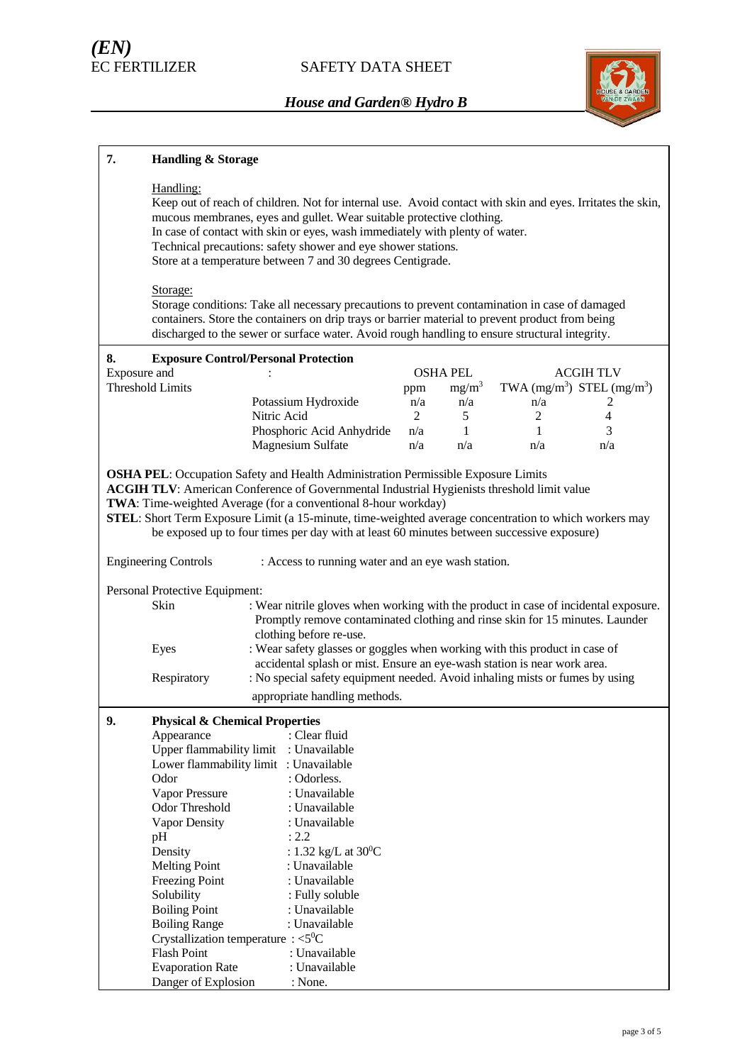## 7. Handling & Storage

Handling:

Keep out of reach of children. Not for internal use. Avoid contact with skin and eyes. Irritates the skin, mucous membranes, eyes and gullet. Wear suitable protective clothing.
In case of contact with skin or eyes, wash immediately with plenty of water.
Technical precautions: safety shower and eye shower stations.
Store at a temperature between 7 and 30 degrees Centigrade.

Storage:

Storage conditions: Take all necessary precautions to prevent contamination in case of damaged containers. Store the containers on drip trays or barrier material to prevent product from being discharged to the sewer or surface water. Avoid rough handling to ensure structural integrity.

## 8. Exposure Control/Personal Protection

Exposure and Threshold Limits :

| | OSHA PEL | | ACGIH TLV | |
|---|---|---|---|---|
| | ppm | $mg/m^3$ | TWA ($mg/m^3$) | STEL ($mg/m^3$) |
| Potassium Hydroxide | n/a | n/a | n/a | 2 |
| Nitric Acid | 2 | 5 | 2 | 4 |
| Phosphoric Acid Anhydride | n/a | 1 | 1 | 3 |
| Magnesium Sulfate | n/a | n/a | n/a | n/a |

**OSHA PEL**: Occupation Safety and Health Administration Permissible Exposure Limits
**ACGIH TLV**: American Conference of Governmental Industrial Hygienists threshold limit value
**TWA**: Time-weighted Average (for a conventional 8-hour workday)
**STEL**: Short Term Exposure Limit (a 15-minute, time-weighted average concentration to which workers may be exposed up to four times per day with at least 60 minutes between successive exposure)

Engineering Controls : Access to running water and an eye wash station.

Personal Protective Equipment:

- Skin : Wear nitrile gloves when working with the product in case of incidental exposure. Promptly remove contaminated clothing and rinse skin for 15 minutes. Launder clothing before re-use.
- Eyes : Wear safety glasses or goggles when working with this product in case of accidental splash or mist. Ensure an eye-wash station is near work area.
- Respiratory : No special safety equipment needed. Avoid inhaling mists or fumes by using appropriate handling methods.

## 9. Physical & Chemical Properties

- Appearance : Clear fluid
- Upper flammability limit : Unavailable
- Lower flammability limit : Unavailable
- Odor : Odorless.
- Vapor Pressure : Unavailable
- Odor Threshold : Unavailable
- Vapor Density : Unavailable
- pH : 2.2
- Density : 1.32 kg/L at $30^0$C
- Melting Point : Unavailable
- Freezing Point : Unavailable
- Solubility : Fully soluble
- Boiling Point : Unavailable
- Boiling Range : Unavailable
- Crystallization temperature : $<5^0$C
- Flash Point : Unavailable
- Evaporation Rate : Unavailable
- Danger of Explosion : None.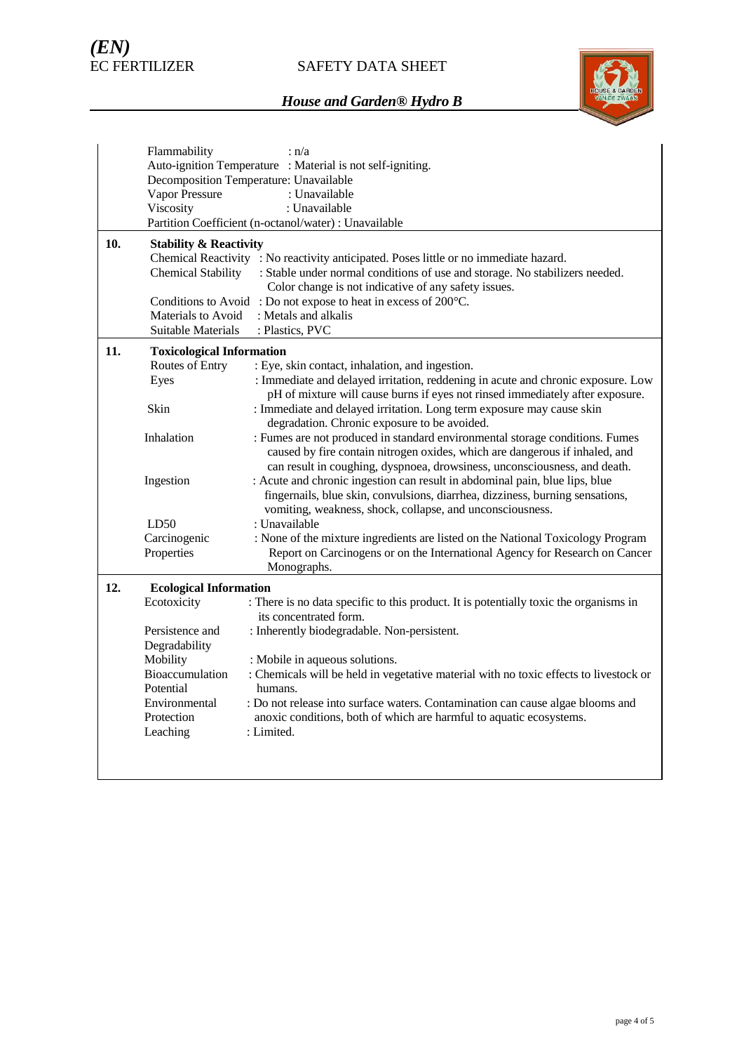Flammability : n/a
Auto-ignition Temperature : Material is not self-igniting.
Decomposition Temperature: Unavailable
Vapor Pressure : Unavailable
Viscosity : Unavailable
Partition Coefficient (n-octanol/water) : Unavailable

## 10. Stability & Reactivity

Chemical Reactivity : No reactivity anticipated. Poses little or no immediate hazard.
Chemical Stability : Stable under normal conditions of use and storage. No stabilizers needed. Color change is not indicative of any safety issues.
Conditions to Avoid : Do not expose to heat in excess of 200°C.
Materials to Avoid : Metals and alkalis
Suitable Materials : Plastics, PVC

## 11. Toxicological Information

Routes of Entry : Eye, skin contact, inhalation, and ingestion.
Eyes : Immediate and delayed irritation, reddening in acute and chronic exposure. Low pH of mixture will cause burns if eyes not rinsed immediately after exposure.
Skin : Immediate and delayed irritation. Long term exposure may cause skin degradation. Chronic exposure to be avoided.
Inhalation : Fumes are not produced in standard environmental storage conditions. Fumes caused by fire contain nitrogen oxides, which are dangerous if inhaled, and can result in coughing, dyspnoea, drowsiness, unconsciousness, and death.
Ingestion : Acute and chronic ingestion can result in abdominal pain, blue lips, blue fingernails, blue skin, convulsions, diarrhea, dizziness, burning sensations, vomiting, weakness, shock, collapse, and unconsciousness.
LD50 : Unavailable
Carcinogenic Properties : None of the mixture ingredients are listed on the National Toxicology Program Report on Carcinogens or on the International Agency for Research on Cancer Monographs.

## 12. Ecological Information

Ecotoxicity : There is no data specific to this product. It is potentially toxic the organisms in its concentrated form.
Persistence and Degradability : Inherently biodegradable. Non-persistent.
Mobility : Mobile in aqueous solutions.
Bioaccumulation Potential : Chemicals will be held in vegetative material with no toxic effects to livestock or humans.
Environmental Protection : Do not release into surface waters. Contamination can cause algae blooms and anoxic conditions, both of which are harmful to aquatic ecosystems.
Leaching : Limited.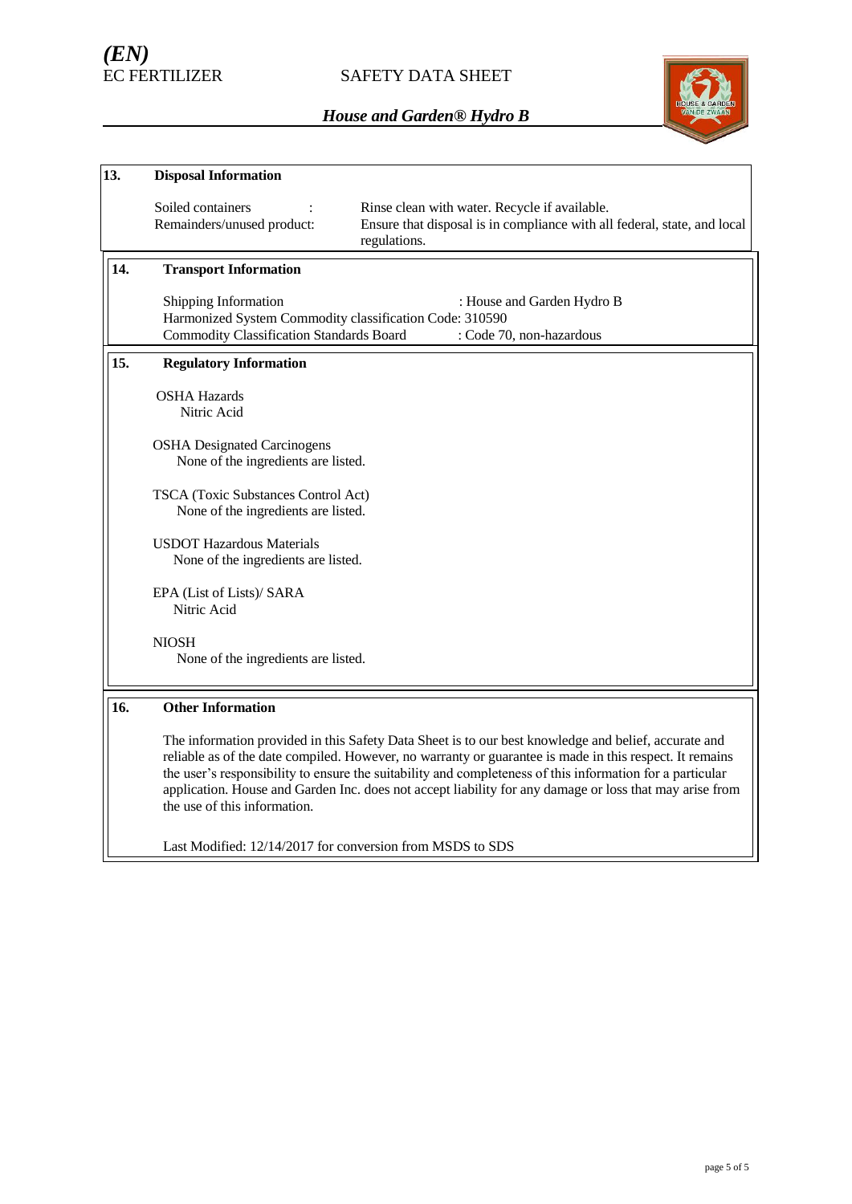## 13. Disposal Information

| | |
|---|---|
| Soiled containers : | Rinse clean with water. Recycle if available. |
| Remainders/unused product: | Ensure that disposal is in compliance with all federal, state, and local regulations. |

## 14. Transport Information

Shipping Information : House and Garden Hydro B
Harmonized System Commodity classification Code: 310590
Commodity Classification Standards Board : Code 70, non-hazardous

## 15. Regulatory Information

**OSHA Hazards**
Nitric Acid

**OSHA Designated Carcinogens**
None of the ingredients are listed.

**TSCA (Toxic Substances Control Act)**
None of the ingredients are listed.

**USDOT Hazardous Materials**
None of the ingredients are listed.

**EPA (List of Lists)/ SARA**
Nitric Acid

**NIOSH**
None of the ingredients are listed.

## 16. Other Information

The information provided in this Safety Data Sheet is to our best knowledge and belief, accurate and reliable as of the date compiled. However, no warranty or guarantee is made in this respect. It remains the user's responsibility to ensure the suitability and completeness of this information for a particular application. House and Garden Inc. does not accept liability for any damage or loss that may arise from the use of this information.

Last Modified: 12/14/2017 for conversion from MSDS to SDS